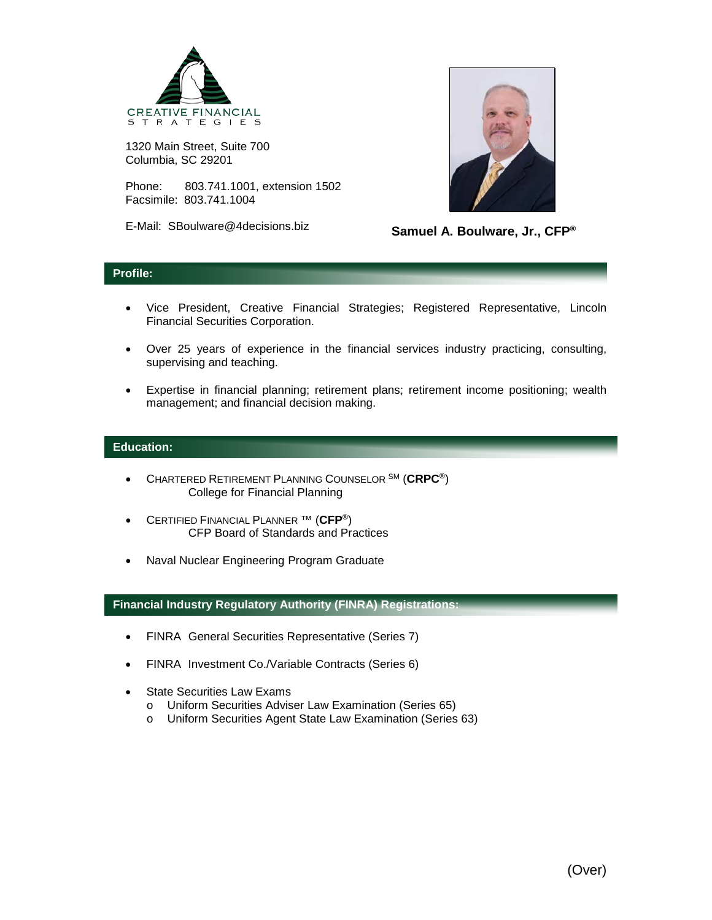CREATIVE FINANCIAL STRATEGIES

1320 Main Street, Suite 700
Columbia, SC 29201

Phone: 803.741.1001, extension 1502
Facsimile: 803.741.1004

E-Mail: SBoulware@4decisions.biz

**Samuel A. Boulware, Jr., CFP®**

## Profile:

- Vice President, Creative Financial Strategies; Registered Representative, Lincoln Financial Securities Corporation.
- Over 25 years of experience in the financial services industry practicing, consulting, supervising and teaching.
- Expertise in financial planning; retirement plans; retirement income positioning; wealth management; and financial decision making.

## Education:

- CHARTERED RETIREMENT PLANNING COUNSELOR SM (**CRPC®**)
  College for Financial Planning
- CERTIFIED FINANCIAL PLANNER ™ (**CFP®**)
  CFP Board of Standards and Practices
- Naval Nuclear Engineering Program Graduate

## Financial Industry Regulatory Authority (FINRA) Registrations:

- FINRA General Securities Representative (Series 7)
- FINRA Investment Co./Variable Contracts (Series 6)
- State Securities Law Exams
  - Uniform Securities Adviser Law Examination (Series 65)
  - Uniform Securities Agent State Law Examination (Series 63)

(Over)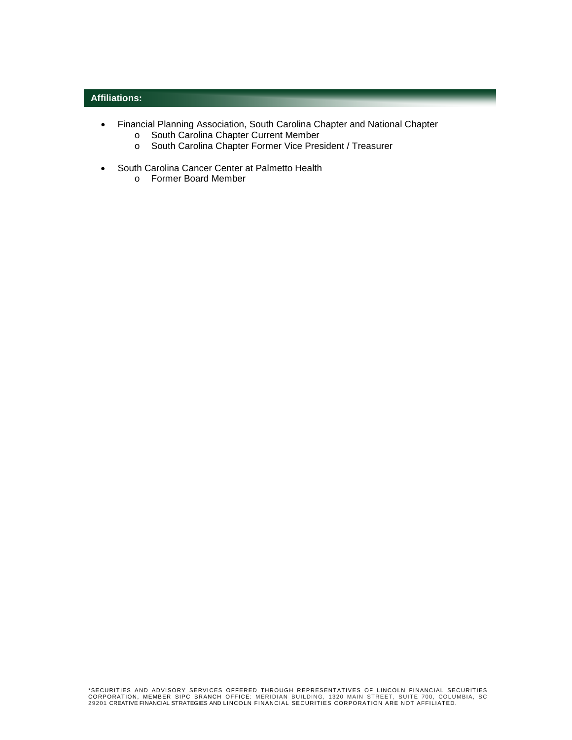## Affiliations:

- Financial Planning Association, South Carolina Chapter and National Chapter
  - South Carolina Chapter Current Member
  - South Carolina Chapter Former Vice President / Treasurer

- South Carolina Cancer Center at Palmetto Health
  - Former Board Member

*SECURITIES AND ADVISORY SERVICES OFFERED THROUGH REPRESENTATIVES OF LINCOLN FINANCIAL SECURITIES CORPORATION, MEMBER SIPC BRANCH OFFICE: MERIDIAN BUILDING, 1320 MAIN STREET, SUITE 700, COLUMBIA, SC 29201 CREATIVE FINANCIAL STRATEGIES AND LINCOLN FINANCIAL SECURITIES CORPORATION ARE NOT AFFILIATED.